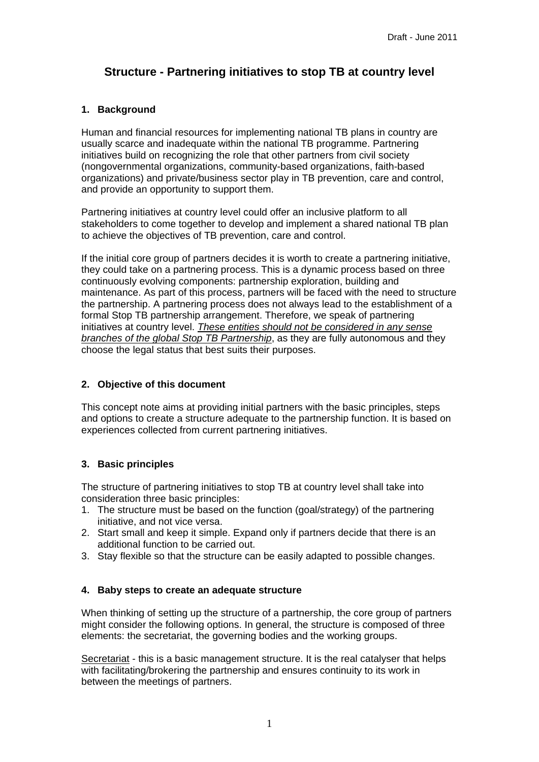Draft - June 2011

# Structure - Partnering initiatives to stop TB at country level

## 1. Background

Human and financial resources for implementing national TB plans in country are usually scarce and inadequate within the national TB programme. Partnering initiatives build on recognizing the role that other partners from civil society (nongovernmental organizations, community-based organizations, faith-based organizations) and private/business sector play in TB prevention, care and control, and provide an opportunity to support them.

Partnering initiatives at country level could offer an inclusive platform to all stakeholders to come together to develop and implement a shared national TB plan to achieve the objectives of TB prevention, care and control.

If the initial core group of partners decides it is worth to create a partnering initiative, they could take on a partnering process. This is a dynamic process based on three continuously evolving components: partnership exploration, building and maintenance. As part of this process, partners will be faced with the need to structure the partnership. A partnering process does not always lead to the establishment of a formal Stop TB partnership arrangement. Therefore, we speak of partnering initiatives at country level. <u>*These entities should not be considered in any sense branches of the global Stop TB Partnership*</u>, as they are fully autonomous and they choose the legal status that best suits their purposes.

## 2. Objective of this document

This concept note aims at providing initial partners with the basic principles, steps and options to create a structure adequate to the partnership function. It is based on experiences collected from current partnering initiatives.

## 3. Basic principles

The structure of partnering initiatives to stop TB at country level shall take into consideration three basic principles:

1. The structure must be based on the function (goal/strategy) of the partnering initiative, and not vice versa.
2. Start small and keep it simple. Expand only if partners decide that there is an additional function to be carried out.
3. Stay flexible so that the structure can be easily adapted to possible changes.

## 4. Baby steps to create an adequate structure

When thinking of setting up the structure of a partnership, the core group of partners might consider the following options. In general, the structure is composed of three elements: the secretariat, the governing bodies and the working groups.

<u>Secretariat</u> - this is a basic management structure. It is the real catalyser that helps with facilitating/brokering the partnership and ensures continuity to its work in between the meetings of partners.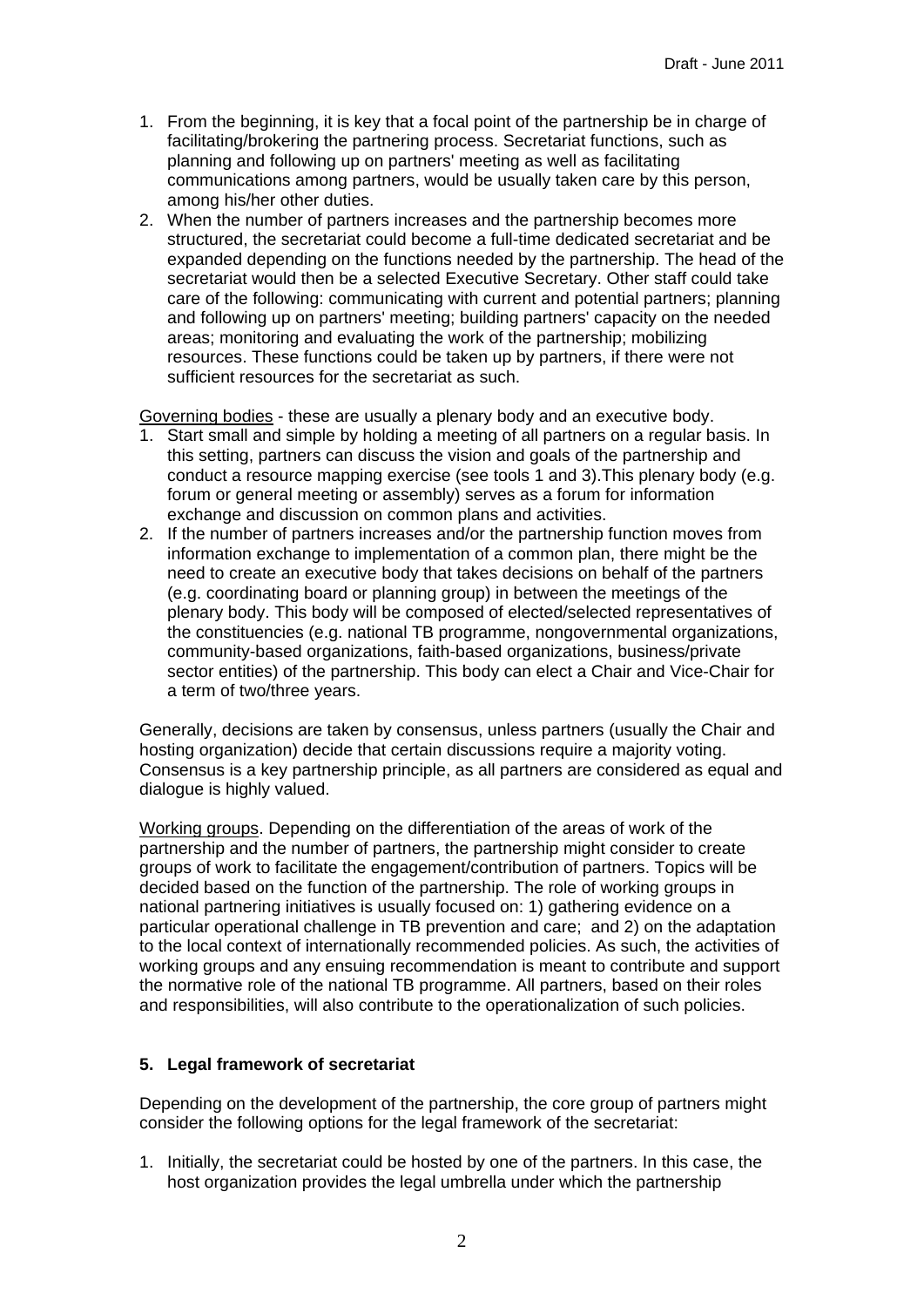1. From the beginning, it is key that a focal point of the partnership be in charge of facilitating/brokering the partnering process. Secretariat functions, such as planning and following up on partners' meeting as well as facilitating communications among partners, would be usually taken care by this person, among his/her other duties.
2. When the number of partners increases and the partnership becomes more structured, the secretariat could become a full-time dedicated secretariat and be expanded depending on the functions needed by the partnership. The head of the secretariat would then be a selected Executive Secretary. Other staff could take care of the following: communicating with current and potential partners; planning and following up on partners' meeting; building partners' capacity on the needed areas; monitoring and evaluating the work of the partnership; mobilizing resources. These functions could be taken up by partners, if there were not sufficient resources for the secretariat as such.

Governing bodies - these are usually a plenary body and an executive body.

1. Start small and simple by holding a meeting of all partners on a regular basis. In this setting, partners can discuss the vision and goals of the partnership and conduct a resource mapping exercise (see tools 1 and 3).This plenary body (e.g. forum or general meeting or assembly) serves as a forum for information exchange and discussion on common plans and activities.
2. If the number of partners increases and/or the partnership function moves from information exchange to implementation of a common plan, there might be the need to create an executive body that takes decisions on behalf of the partners (e.g. coordinating board or planning group) in between the meetings of the plenary body. This body will be composed of elected/selected representatives of the constituencies (e.g. national TB programme, nongovernmental organizations, community-based organizations, faith-based organizations, business/private sector entities) of the partnership. This body can elect a Chair and Vice-Chair for a term of two/three years.

Generally, decisions are taken by consensus, unless partners (usually the Chair and hosting organization) decide that certain discussions require a majority voting. Consensus is a key partnership principle, as all partners are considered as equal and dialogue is highly valued.

Working groups. Depending on the differentiation of the areas of work of the partnership and the number of partners, the partnership might consider to create groups of work to facilitate the engagement/contribution of partners. Topics will be decided based on the function of the partnership. The role of working groups in national partnering initiatives is usually focused on: 1) gathering evidence on a particular operational challenge in TB prevention and care; and 2) on the adaptation to the local context of internationally recommended policies. As such, the activities of working groups and any ensuing recommendation is meant to contribute and support the normative role of the national TB programme. All partners, based on their roles and responsibilities, will also contribute to the operationalization of such policies.

## 5. Legal framework of secretariat

Depending on the development of the partnership, the core group of partners might consider the following options for the legal framework of the secretariat:

1. Initially, the secretariat could be hosted by one of the partners. In this case, the host organization provides the legal umbrella under which the partnership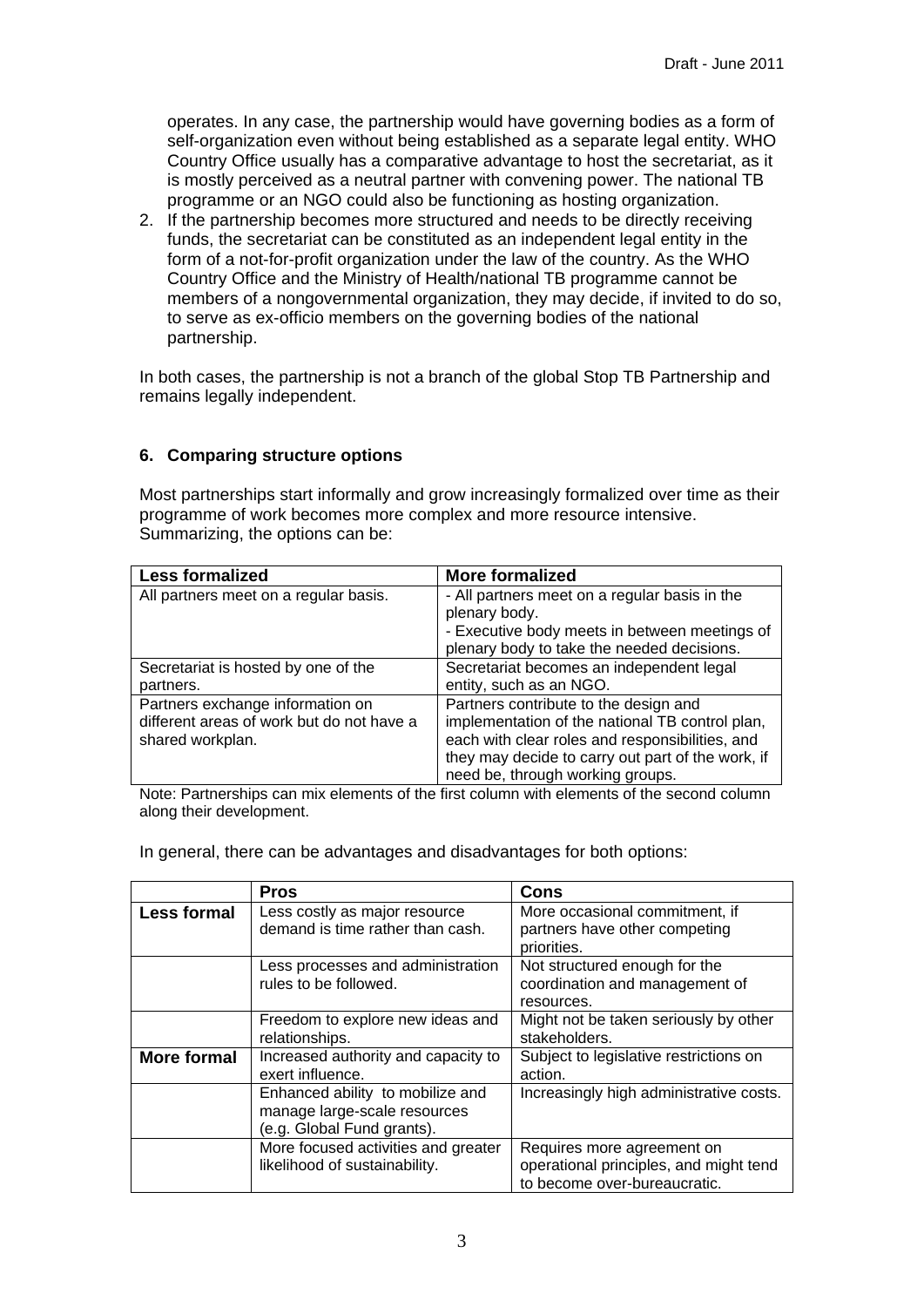operates. In any case, the partnership would have governing bodies as a form of self-organization even without being established as a separate legal entity. WHO Country Office usually has a comparative advantage to host the secretariat, as it is mostly perceived as a neutral partner with convening power. The national TB programme or an NGO could also be functioning as hosting organization.

2. If the partnership becomes more structured and needs to be directly receiving funds, the secretariat can be constituted as an independent legal entity in the form of a not-for-profit organization under the law of the country. As the WHO Country Office and the Ministry of Health/national TB programme cannot be members of a nongovernmental organization, they may decide, if invited to do so, to serve as ex-officio members on the governing bodies of the national partnership.

In both cases, the partnership is not a branch of the global Stop TB Partnership and remains legally independent.

## 6. Comparing structure options

Most partnerships start informally and grow increasingly formalized over time as their programme of work becomes more complex and more resource intensive. Summarizing, the options can be:

| Less formalized | More formalized |
|---|---|
| All partners meet on a regular basis. | - All partners meet on a regular basis in the plenary body.<br>- Executive body meets in between meetings of plenary body to take the needed decisions. |
| Secretariat is hosted by one of the partners. | Secretariat becomes an independent legal entity, such as an NGO. |
| Partners exchange information on different areas of work but do not have a shared workplan. | Partners contribute to the design and implementation of the national TB control plan, each with clear roles and responsibilities, and they may decide to carry out part of the work, if need be, through working groups. |

Note: Partnerships can mix elements of the first column with elements of the second column along their development.

In general, there can be advantages and disadvantages for both options:

| | Pros | Cons |
|---|---|---|
| **Less formal** | Less costly as major resource demand is time rather than cash. | More occasional commitment, if partners have other competing priorities. |
| | Less processes and administration rules to be followed. | Not structured enough for the coordination and management of resources. |
| | Freedom to explore new ideas and relationships. | Might not be taken seriously by other stakeholders. |
| **More formal** | Increased authority and capacity to exert influence. | Subject to legislative restrictions on action. |
| | Enhanced ability to mobilize and manage large-scale resources (e.g. Global Fund grants). | Increasingly high administrative costs. |
| | More focused activities and greater likelihood of sustainability. | Requires more agreement on operational principles, and might tend to become over-bureaucratic. |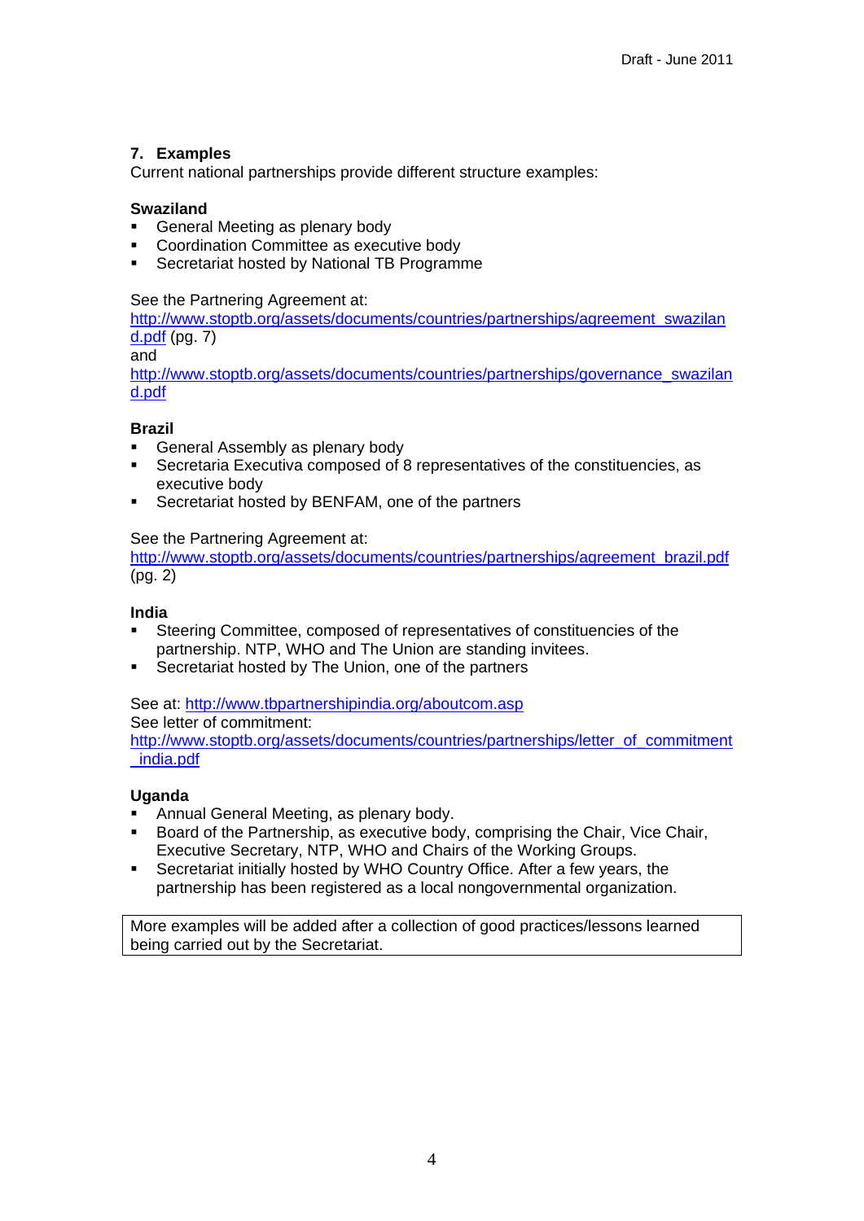## 7. Examples

Current national partnerships provide different structure examples:

**Swaziland**

- General Meeting as plenary body
- Coordination Committee as executive body
- Secretariat hosted by National TB Programme

See the Partnering Agreement at:
http://www.stoptb.org/assets/documents/countries/partnerships/agreement_swaziland.pdf (pg. 7)
and
http://www.stoptb.org/assets/documents/countries/partnerships/governance_swaziland.pdf

**Brazil**

- General Assembly as plenary body
- Secretaria Executiva composed of 8 representatives of the constituencies, as executive body
- Secretariat hosted by BENFAM, one of the partners

See the Partnering Agreement at:
http://www.stoptb.org/assets/documents/countries/partnerships/agreement_brazil.pdf (pg. 2)

**India**

- Steering Committee, composed of representatives of constituencies of the partnership. NTP, WHO and The Union are standing invitees.
- Secretariat hosted by The Union, one of the partners

See at: http://www.tbpartnershipindia.org/aboutcom.asp
See letter of commitment:
http://www.stoptb.org/assets/documents/countries/partnerships/letter_of_commitment_india.pdf

**Uganda**

- Annual General Meeting, as plenary body.
- Board of the Partnership, as executive body, comprising the Chair, Vice Chair, Executive Secretary, NTP, WHO and Chairs of the Working Groups.
- Secretariat initially hosted by WHO Country Office. After a few years, the partnership has been registered as a local nongovernmental organization.

More examples will be added after a collection of good practices/lessons learned being carried out by the Secretariat.